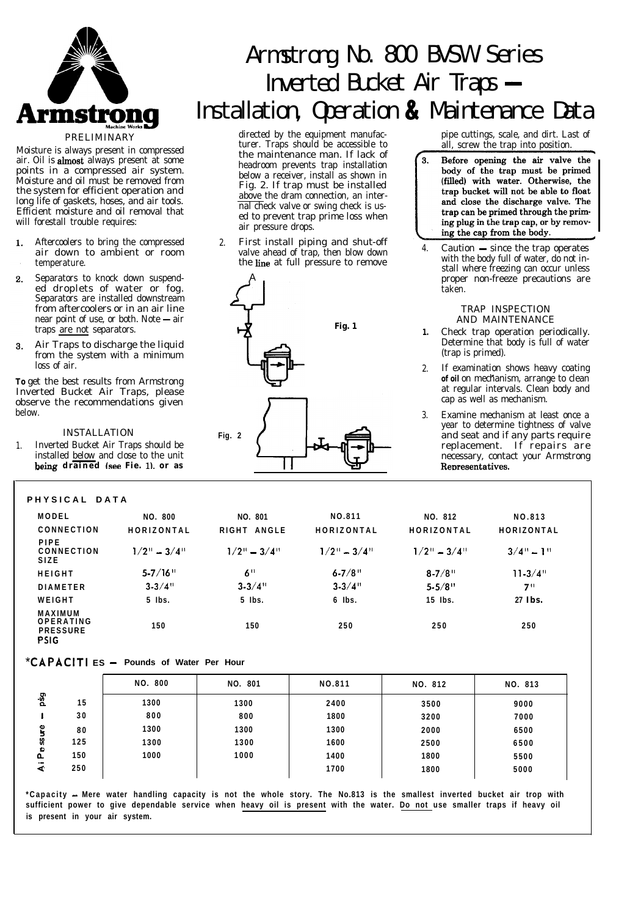# Armstrong No. 800 BVSW Series Inverted Bucket Air Traps — Installation, Operation & Maintenance Data

PRELIMINARY

Moisture is always present in compressed air. Oil is almost always present at some points in a compressed air system. Moisture and oil must be removed from the system for efficient operation and long life of gaskets, hoses, and air tools. Efficient moisture and oil removal that will forestall trouble requires:

1. Aftercoolers to bring the compressed air down to ambient or room temperature.
2. Separators to knock down suspended droplets of water or fog. Separators are installed downstream from aftercoolers or in an air line near point of use, or both. Note — air traps are not separators.
3. Air Traps to discharge the liquid from the system with a minimum loss of air.

**To** get the best results from Armstrong Inverted Bucket Air Traps, please observe the recommendations given below.

## INSTALLATION

1. Inverted Bucket Air Traps should be installed below and close to the unit being drained (see Fig. 1), or as directed by the equipment manufacturer. Traps should be accessible to the maintenance man. If lack of headroom prevents trap installation below a receiver, install as shown in Fig. 2. If trap must be installed above the drain connection, an internal check valve or swing check is used to prevent trap prime loss when air pressure drops.
2. First install piping and shut-off valve ahead of trap, then blow down the line at full pressure to remove pipe cuttings, scale, and dirt. Last of all, screw the trap into position.
3. **Before opening the air valve the body of the trap must be primed (filled) with water. Otherwise, the trap bucket will not be able to float and close the discharge valve. The trap can be primed through the priming plug in the trap cap, or by removing the cap from the body.**
4. Caution — since the trap operates with the body full of water, do not install where freezing can occur unless proper non-freeze precautions are taken.

Fig. 1

Fig. 2

## TRAP INSPECTION AND MAINTENANCE

1. Check trap operation periodically. Determine that body is full of water (trap is primed).
2. If examination shows heavy coating **of oil** on mechanism, arrange to clean at regular intervals. Clean body and cap as well as mechanism.
3. Examine mechanism at least once a year to determine tightness of valve and seat and if any parts require replacement. If repairs are necessary, contact your Armstrong Representatives.

## PHYSICAL DATA

| MODEL | NO. 800 | NO. 801 | NO. 811 | NO. 812 | NO. 813 |
|---|---|---|---|---|---|
| CONNECTION | HORIZONTAL | RIGHT ANGLE | HORIZONTAL | HORIZONTAL | HORIZONTAL |
| PIPE CONNECTION SIZE | 1/2" – 3/4" | 1/2" – 3/4" | 1/2" – 3/4" | 1/2" – 3/4" | 3/4" – 1" |
| HEIGHT | 5-7/16" | 6" | 6-7/8" | 8-7/8" | 11-3/4" |
| DIAMETER | 3-3/4" | 3-3/4" | 3-3/4" | 5-5/8" | 7" |
| WEIGHT | 5 lbs. | 5 lbs. | 6 lbs. | 15 lbs. | 27 lbs. |
| MAXIMUM OPERATING PRESSURE PSIG | 150 | 150 | 250 | 250 | 250 |

## *CAPACITIES — Pounds of Water Per Hour

| Air Pressure – psig | NO. 800 | NO. 801 | NO. 811 | NO. 812 | NO. 813 |
|---|---|---|---|---|---|
| 15 | 1300 | 1300 | 2400 | 3500 | 9000 |
| 30 | 800 | 800 | 1800 | 3200 | 7000 |
| 80 | 1300 | 1300 | 1300 | 2000 | 6500 |
| 125 | 1300 | 1300 | 1600 | 2500 | 6500 |
| 150 | 1000 | 1000 | 1400 | 1800 | 5500 |
| 250 | | | 1700 | 1800 | 5000 |

***Capacity — Mere water handling capacity is not the whole story. The No.813 is the smallest inverted bucket air trop with sufficient power to give dependable service when heavy oil is present with the water. Do not use smaller traps if heavy oil is present in your air system.**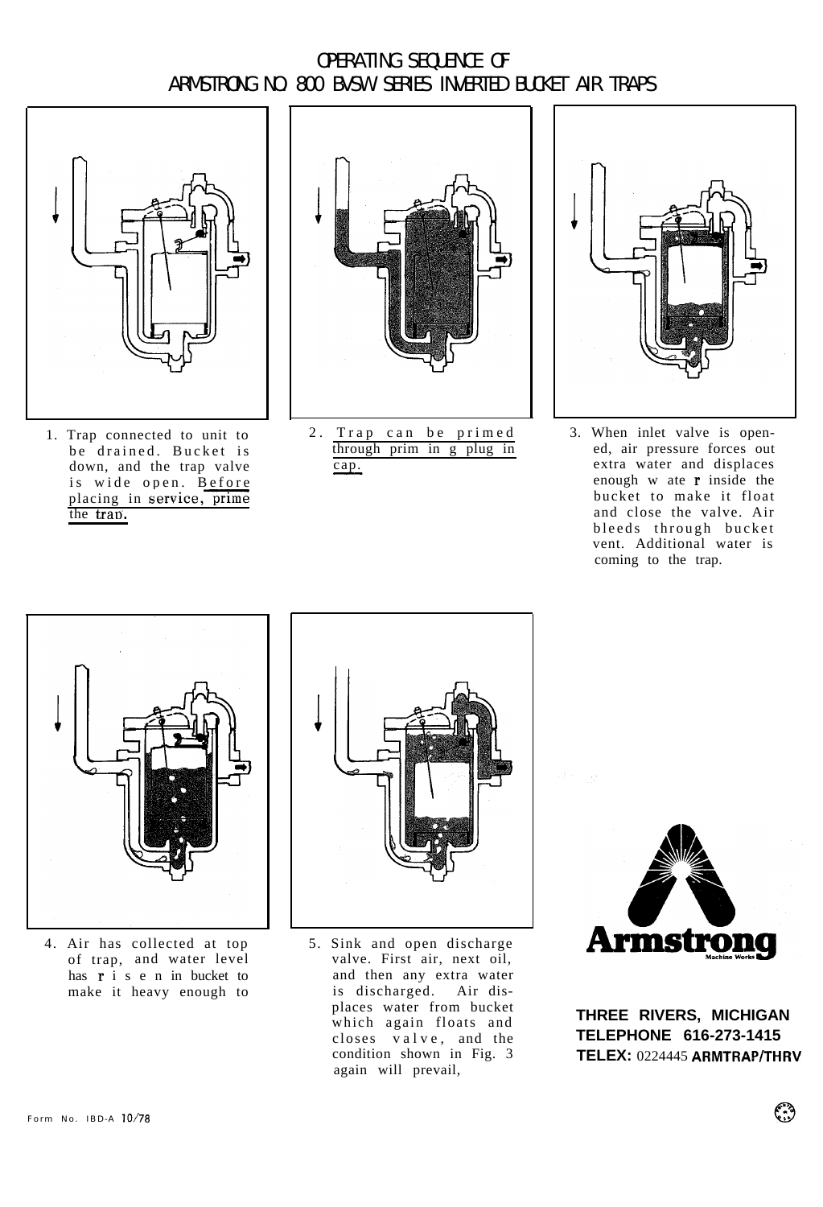# OPERATING SEQUENCE OF ARMSTRONG NO. 800 BVSW SERIES INVERTED BUCKET AIR TRAPS

1. Trap connected to unit to be drained. Bucket is down, and the trap valve is wide open. Before placing in service, prime the trap.

2. Trap can be primed through priming plug in cap.

3. When inlet valve is opened, air pressure forces out extra water and displaces enough water inside the bucket to make it float and close the valve. Air bleeds through bucket vent. Additional water is coming to the trap.

4. Air has collected at top of trap, and water level has risen in bucket to make it heavy enough to

5. Sink and open discharge valve. First air, next oil, and then any extra water is discharged. Air displaces water from bucket which again floats and closes valve, and the condition shown in Fig. 3 again will prevail,

**Armstrong**

Machine Works

**THREE RIVERS, MICHIGAN**
**TELEPHONE 616-273-1415**
**TELEX:** 0224445 **ARMTRAP/THRV**

Form No. IBD-A 10/78